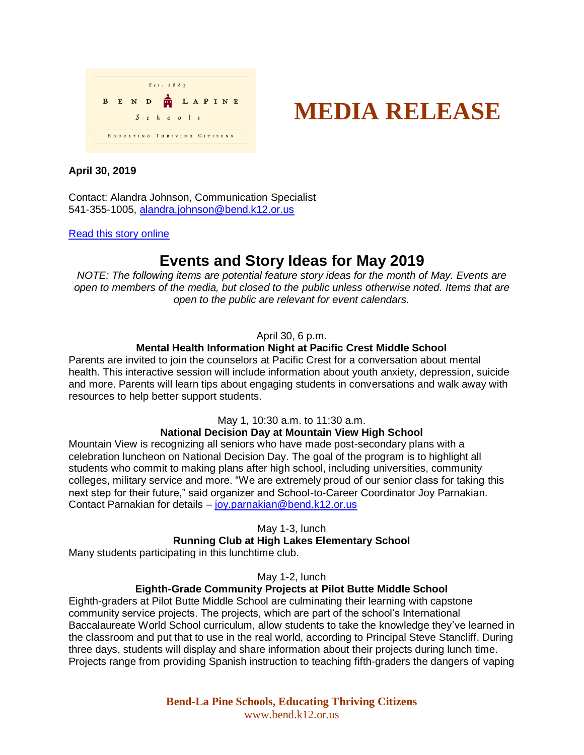Est. 1883

BEND LAPINE

Schools

EDUCATING THRIVING CITIZENS

# MEDIA RELEASE

**April 30, 2019**

Contact: Alandra Johnson, Communication Specialist
541-355-1005, alandra.johnson@bend.k12.or.us

Read this story online

## Events and Story Ideas for May 2019

*NOTE: The following items are potential feature story ideas for the month of May. Events are open to members of the media, but closed to the public unless otherwise noted. Items that are open to the public are relevant for event calendars.*

April 30, 6 p.m.

**Mental Health Information Night at Pacific Crest Middle School**

Parents are invited to join the counselors at Pacific Crest for a conversation about mental health. This interactive session will include information about youth anxiety, depression, suicide and more. Parents will learn tips about engaging students in conversations and walk away with resources to help better support students.

May 1, 10:30 a.m. to 11:30 a.m.

**National Decision Day at Mountain View High School**

Mountain View is recognizing all seniors who have made post-secondary plans with a celebration luncheon on National Decision Day. The goal of the program is to highlight all students who commit to making plans after high school, including universities, community colleges, military service and more. "We are extremely proud of our senior class for taking this next step for their future," said organizer and School-to-Career Coordinator Joy Parnakian. Contact Parnakian for details – joy.parnakian@bend.k12.or.us

May 1-3, lunch

**Running Club at High Lakes Elementary School**

Many students participating in this lunchtime club.

May 1-2, lunch

**Eighth-Grade Community Projects at Pilot Butte Middle School**

Eighth-graders at Pilot Butte Middle School are culminating their learning with capstone community service projects. The projects, which are part of the school's International Baccalaureate World School curriculum, allow students to take the knowledge they've learned in the classroom and put that to use in the real world, according to Principal Steve Stancliff. During three days, students will display and share information about their projects during lunch time. Projects range from providing Spanish instruction to teaching fifth-graders the dangers of vaping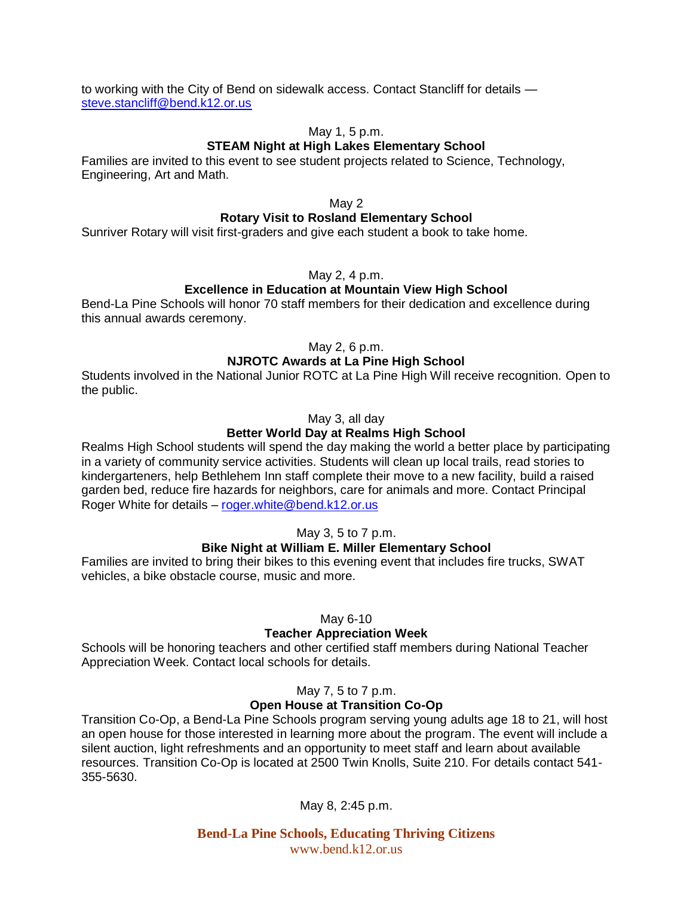to working with the City of Bend on sidewalk access. Contact Stancliff for details — steve.stancliff@bend.k12.or.us

May 1, 5 p.m.

**STEAM Night at High Lakes Elementary School**

Families are invited to this event to see student projects related to Science, Technology, Engineering, Art and Math.

May 2

**Rotary Visit to Rosland Elementary School**

Sunriver Rotary will visit first-graders and give each student a book to take home.

May 2, 4 p.m.

**Excellence in Education at Mountain View High School**

Bend-La Pine Schools will honor 70 staff members for their dedication and excellence during this annual awards ceremony.

May 2, 6 p.m.

**NJROTC Awards at La Pine High School**

Students involved in the National Junior ROTC at La Pine High Will receive recognition. Open to the public.

May 3, all day

**Better World Day at Realms High School**

Realms High School students will spend the day making the world a better place by participating in a variety of community service activities. Students will clean up local trails, read stories to kindergarteners, help Bethlehem Inn staff complete their move to a new facility, build a raised garden bed, reduce fire hazards for neighbors, care for animals and more. Contact Principal Roger White for details – roger.white@bend.k12.or.us

May 3, 5 to 7 p.m.

**Bike Night at William E. Miller Elementary School**

Families are invited to bring their bikes to this evening event that includes fire trucks, SWAT vehicles, a bike obstacle course, music and more.

May 6-10

**Teacher Appreciation Week**

Schools will be honoring teachers and other certified staff members during National Teacher Appreciation Week. Contact local schools for details.

May 7, 5 to 7 p.m.

**Open House at Transition Co-Op**

Transition Co-Op, a Bend-La Pine Schools program serving young adults age 18 to 21, will host an open house for those interested in learning more about the program. The event will include a silent auction, light refreshments and an opportunity to meet staff and learn about available resources. Transition Co-Op is located at 2500 Twin Knolls, Suite 210. For details contact 541-355-5630.

May 8, 2:45 p.m.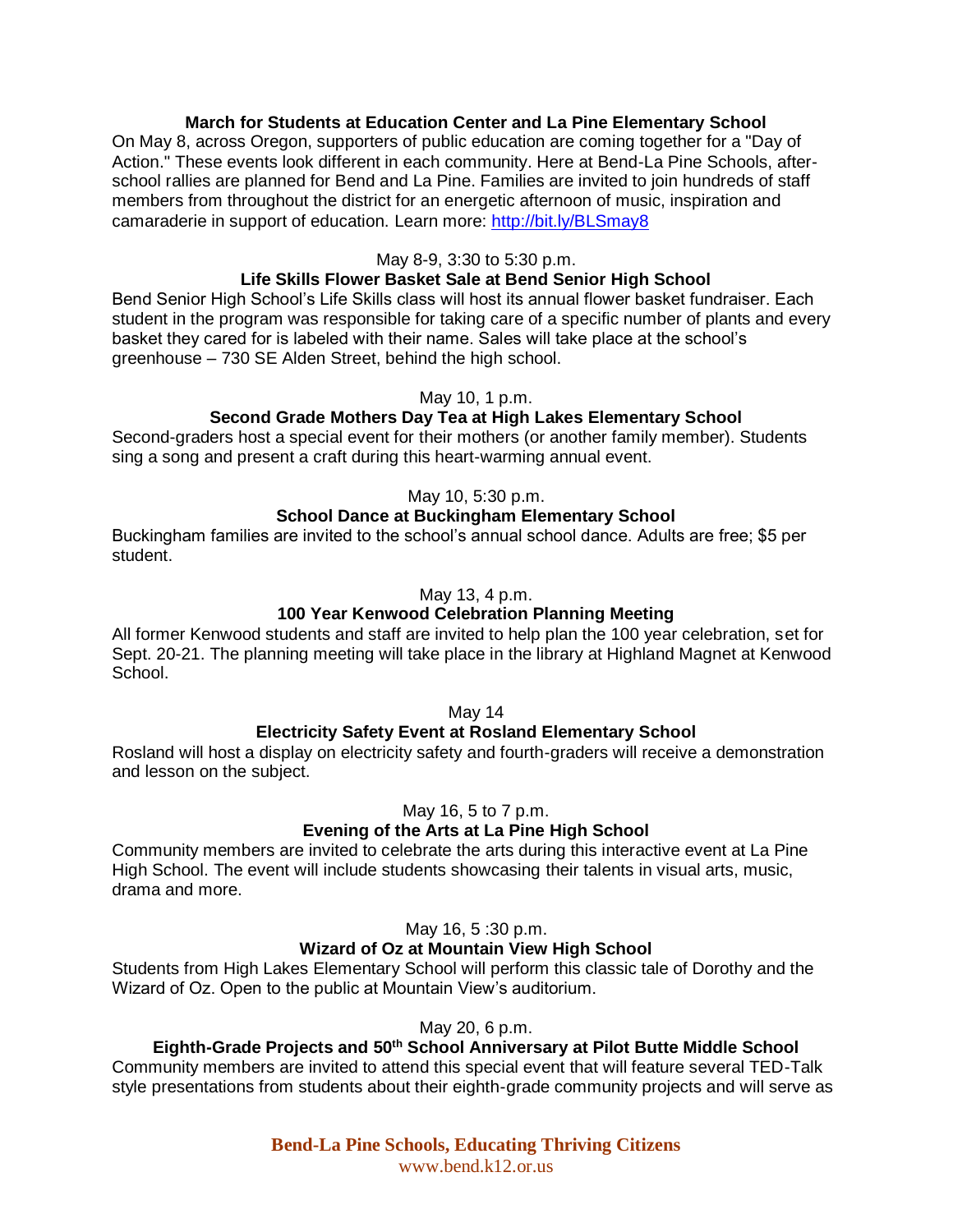**March for Students at Education Center and La Pine Elementary School**

On May 8, across Oregon, supporters of public education are coming together for a "Day of Action." These events look different in each community. Here at Bend-La Pine Schools, after-school rallies are planned for Bend and La Pine. Families are invited to join hundreds of staff members from throughout the district for an energetic afternoon of music, inspiration and camaraderie in support of education. Learn more: http://bit.ly/BLSmay8

May 8-9, 3:30 to 5:30 p.m.

**Life Skills Flower Basket Sale at Bend Senior High School**

Bend Senior High School's Life Skills class will host its annual flower basket fundraiser. Each student in the program was responsible for taking care of a specific number of plants and every basket they cared for is labeled with their name. Sales will take place at the school's greenhouse – 730 SE Alden Street, behind the high school.

May 10, 1 p.m.

**Second Grade Mothers Day Tea at High Lakes Elementary School**

Second-graders host a special event for their mothers (or another family member). Students sing a song and present a craft during this heart-warming annual event.

May 10, 5:30 p.m.

**School Dance at Buckingham Elementary School**

Buckingham families are invited to the school's annual school dance. Adults are free; $5 per student.

May 13, 4 p.m.

**100 Year Kenwood Celebration Planning Meeting**

All former Kenwood students and staff are invited to help plan the 100 year celebration, set for Sept. 20-21. The planning meeting will take place in the library at Highland Magnet at Kenwood School.

May 14

**Electricity Safety Event at Rosland Elementary School**

Rosland will host a display on electricity safety and fourth-graders will receive a demonstration and lesson on the subject.

May 16, 5 to 7 p.m.

**Evening of the Arts at La Pine High School**

Community members are invited to celebrate the arts during this interactive event at La Pine High School. The event will include students showcasing their talents in visual arts, music, drama and more.

May 16, 5 :30 p.m.

**Wizard of Oz at Mountain View High School**

Students from High Lakes Elementary School will perform this classic tale of Dorothy and the Wizard of Oz. Open to the public at Mountain View's auditorium.

May 20, 6 p.m.

**Eighth-Grade Projects and 50th School Anniversary at Pilot Butte Middle School**

Community members are invited to attend this special event that will feature several TED-Talk style presentations from students about their eighth-grade community projects and will serve as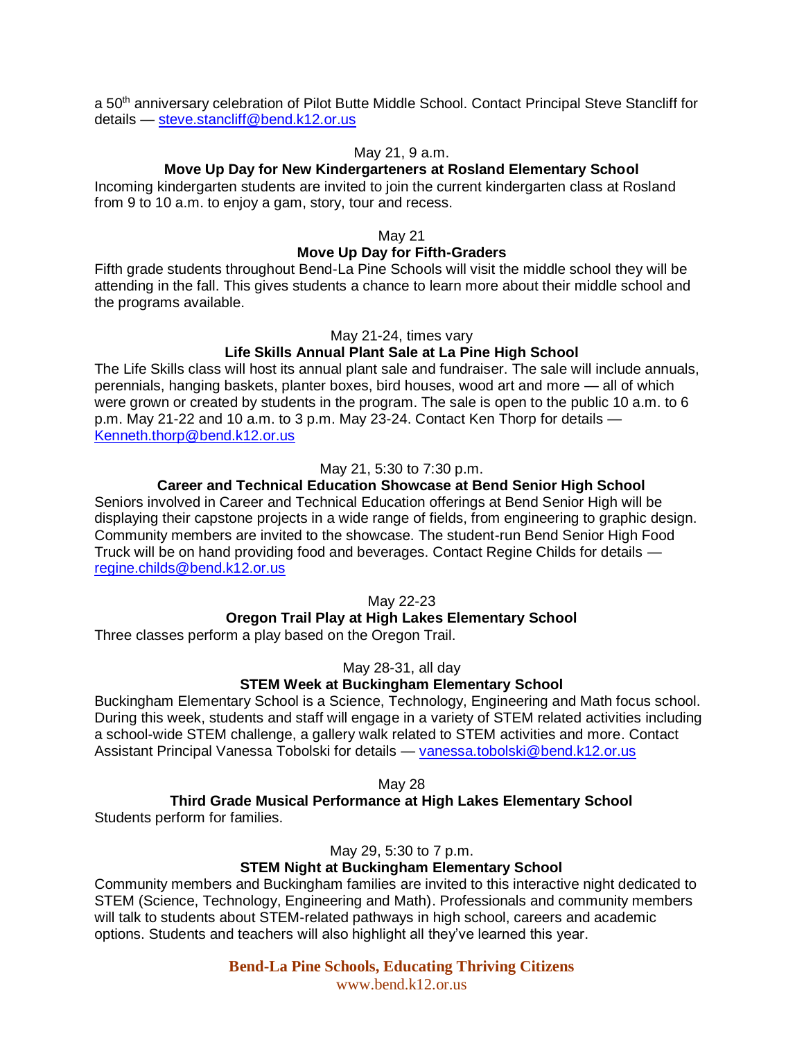a 50th anniversary celebration of Pilot Butte Middle School. Contact Principal Steve Stancliff for details — steve.stancliff@bend.k12.or.us

May 21, 9 a.m.

**Move Up Day for New Kindergarteners at Rosland Elementary School**

Incoming kindergarten students are invited to join the current kindergarten class at Rosland from 9 to 10 a.m. to enjoy a gam, story, tour and recess.

May 21

**Move Up Day for Fifth-Graders**

Fifth grade students throughout Bend-La Pine Schools will visit the middle school they will be attending in the fall. This gives students a chance to learn more about their middle school and the programs available.

May 21-24, times vary

**Life Skills Annual Plant Sale at La Pine High School**

The Life Skills class will host its annual plant sale and fundraiser. The sale will include annuals, perennials, hanging baskets, planter boxes, bird houses, wood art and more — all of which were grown or created by students in the program. The sale is open to the public 10 a.m. to 6 p.m. May 21-22 and 10 a.m. to 3 p.m. May 23-24. Contact Ken Thorp for details — Kenneth.thorp@bend.k12.or.us

May 21, 5:30 to 7:30 p.m.

**Career and Technical Education Showcase at Bend Senior High School**

Seniors involved in Career and Technical Education offerings at Bend Senior High will be displaying their capstone projects in a wide range of fields, from engineering to graphic design. Community members are invited to the showcase. The student-run Bend Senior High Food Truck will be on hand providing food and beverages. Contact Regine Childs for details — regine.childs@bend.k12.or.us

May 22-23

**Oregon Trail Play at High Lakes Elementary School**

Three classes perform a play based on the Oregon Trail.

May 28-31, all day

**STEM Week at Buckingham Elementary School**

Buckingham Elementary School is a Science, Technology, Engineering and Math focus school. During this week, students and staff will engage in a variety of STEM related activities including a school-wide STEM challenge, a gallery walk related to STEM activities and more. Contact Assistant Principal Vanessa Tobolski for details — vanessa.tobolski@bend.k12.or.us

May 28

**Third Grade Musical Performance at High Lakes Elementary School**

Students perform for families.

May 29, 5:30 to 7 p.m.

**STEM Night at Buckingham Elementary School**

Community members and Buckingham families are invited to this interactive night dedicated to STEM (Science, Technology, Engineering and Math). Professionals and community members will talk to students about STEM-related pathways in high school, careers and academic options. Students and teachers will also highlight all they've learned this year.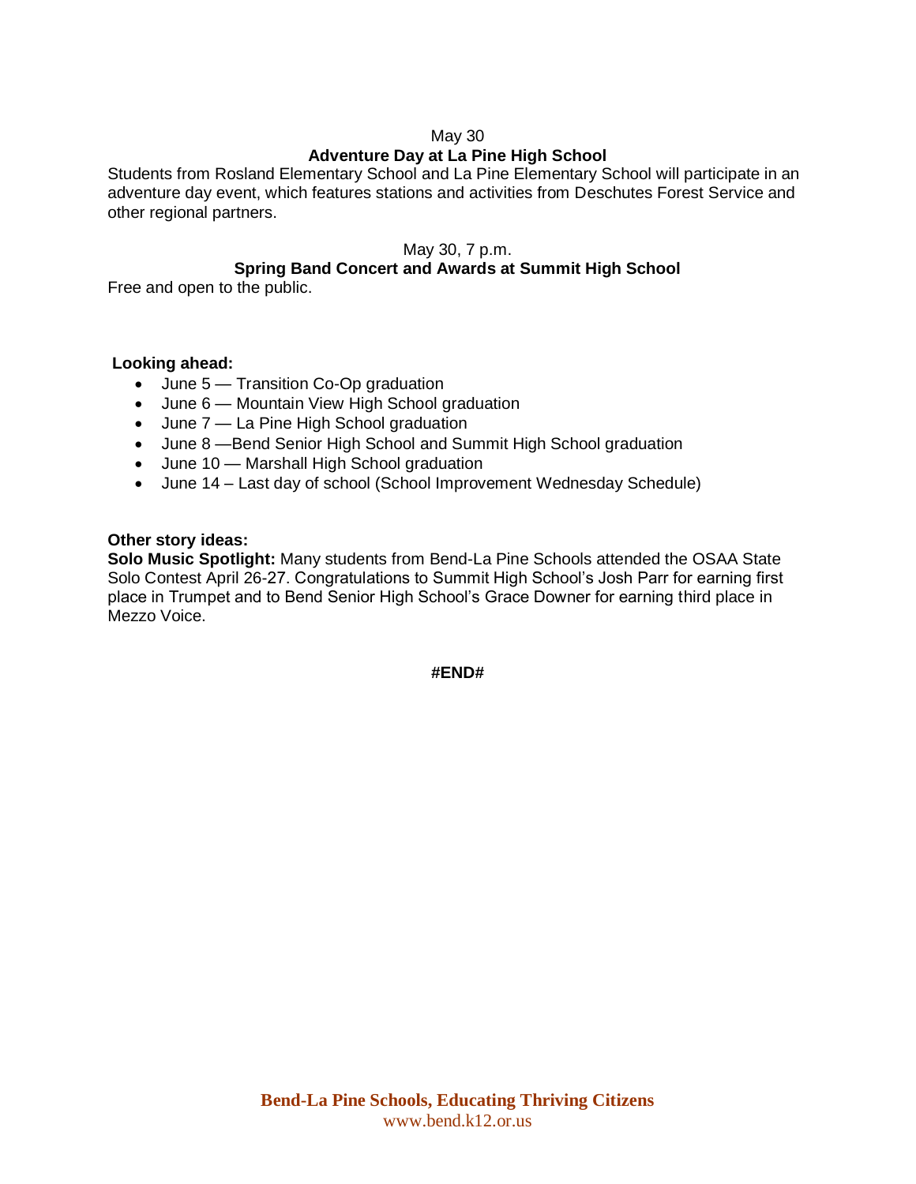May 30

**Adventure Day at La Pine High School**

Students from Rosland Elementary School and La Pine Elementary School will participate in an adventure day event, which features stations and activities from Deschutes Forest Service and other regional partners.

May 30, 7 p.m.

**Spring Band Concert and Awards at Summit High School**

Free and open to the public.

**Looking ahead:**

- June 5 — Transition Co-Op graduation
- June 6 — Mountain View High School graduation
- June 7 — La Pine High School graduation
- June 8 —Bend Senior High School and Summit High School graduation
- June 10 — Marshall High School graduation
- June 14 – Last day of school (School Improvement Wednesday Schedule)

**Other story ideas:**

**Solo Music Spotlight:** Many students from Bend-La Pine Schools attended the OSAA State Solo Contest April 26-27. Congratulations to Summit High School's Josh Parr for earning first place in Trumpet and to Bend Senior High School's Grace Downer for earning third place in Mezzo Voice.

**#END#**